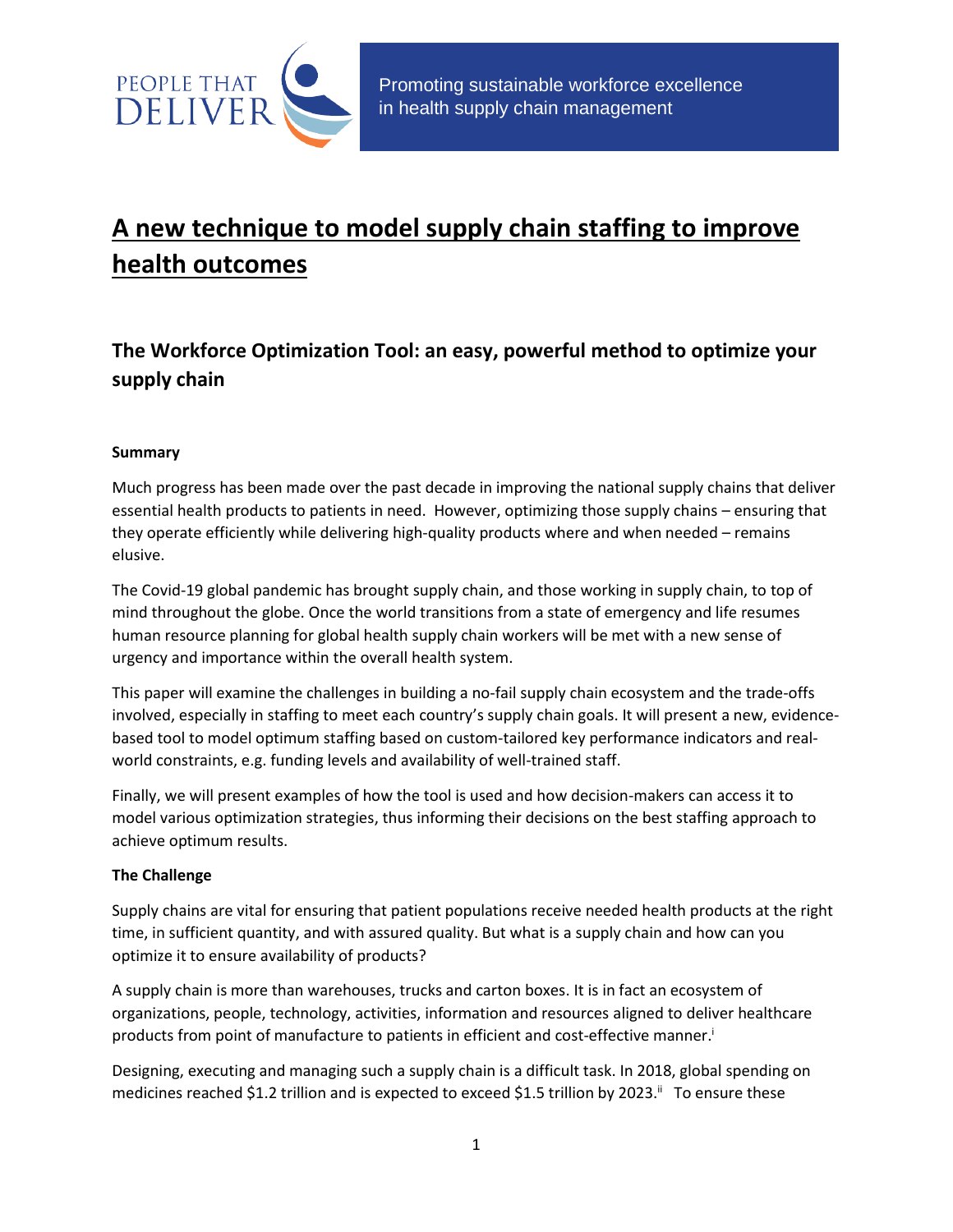PEOPLE THAT DELIVER

Promoting sustainable workforce excellence in health supply chain management

# A new technique to model supply chain staffing to improve health outcomes

## The Workforce Optimization Tool: an easy, powerful method to optimize your supply chain

**Summary**

Much progress has been made over the past decade in improving the national supply chains that deliver essential health products to patients in need. However, optimizing those supply chains – ensuring that they operate efficiently while delivering high-quality products where and when needed – remains elusive.

The Covid-19 global pandemic has brought supply chain, and those working in supply chain, to top of mind throughout the globe. Once the world transitions from a state of emergency and life resumes human resource planning for global health supply chain workers will be met with a new sense of urgency and importance within the overall health system.

This paper will examine the challenges in building a no-fail supply chain ecosystem and the trade-offs involved, especially in staffing to meet each country's supply chain goals. It will present a new, evidence-based tool to model optimum staffing based on custom-tailored key performance indicators and real-world constraints, e.g. funding levels and availability of well-trained staff.

Finally, we will present examples of how the tool is used and how decision-makers can access it to model various optimization strategies, thus informing their decisions on the best staffing approach to achieve optimum results.

**The Challenge**

Supply chains are vital for ensuring that patient populations receive needed health products at the right time, in sufficient quantity, and with assured quality. But what is a supply chain and how can you optimize it to ensure availability of products?

A supply chain is more than warehouses, trucks and carton boxes. It is in fact an ecosystem of organizations, people, technology, activities, information and resources aligned to deliver healthcare products from point of manufacture to patients in efficient and cost-effective manner.[i]

Designing, executing and managing such a supply chain is a difficult task. In 2018, global spending on medicines reached $1.2 trillion and is expected to exceed $1.5 trillion by 2023.[ii] To ensure these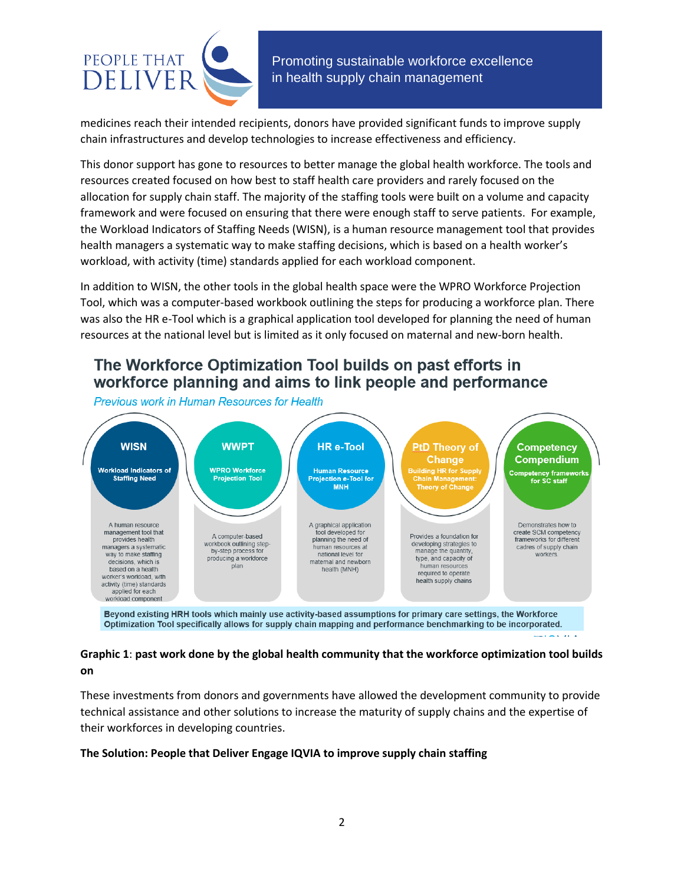medicines reach their intended recipients, donors have provided significant funds to improve supply chain infrastructures and develop technologies to increase effectiveness and efficiency.

This donor support has gone to resources to better manage the global health workforce. The tools and resources created focused on how best to staff health care providers and rarely focused on the allocation for supply chain staff. The majority of the staffing tools were built on a volume and capacity framework and were focused on ensuring that there were enough staff to serve patients. For example, the Workload Indicators of Staffing Needs (WISN), is a human resource management tool that provides health managers a systematic way to make staffing decisions, which is based on a health worker's workload, with activity (time) standards applied for each workload component.

In addition to WISN, the other tools in the global health space were the WPRO Workforce Projection Tool, which was a computer-based workbook outlining the steps for producing a workforce plan. There was also the HR e-Tool which is a graphical application tool developed for planning the need of human resources at the national level but is limited as it only focused on maternal and new-born health.

## The Workforce Optimization Tool builds on past efforts in workforce planning and aims to link people and performance

*Previous work in Human Resources for Health*

| WISN | WWPT | HR e-Tool | PtD Theory of Change | Competency Compendium |
|---|---|---|---|---|
| Workload Indicators of Staffing Need | WPRO Workforce Projection Tool | Human Resource Projection e-Tool for MNH | Building HR for Supply Chain Management: Theory of Change | Competency frameworks for SC staff |
| A human resource management tool that provides health managers a systematic way to make staffing decisions, which is based on a health worker's workload, with activity (time) standards applied for each workload component | A computer-based workbook outlining step-by-step process for producing a workforce plan | A graphical application tool developed for planning the need of human resources at national level for maternal and newborn health (MNH) | Provides a foundation for developing strategies to manage the quantity, type, and capacity of human resources required to operate health supply chains | Demonstrates how to create SCM competency frameworks for different cadres of supply chain workers. |

**Beyond existing HRH tools which mainly use activity-based assumptions for primary care settings, the Workforce Optimization Tool specifically allows for supply chain mapping and performance benchmarking to be incorporated.**

**Graphic 1**: **past work done by the global health community that the workforce optimization tool builds on**

These investments from donors and governments have allowed the development community to provide technical assistance and other solutions to increase the maturity of supply chains and the expertise of their workforces in developing countries.

**The Solution: People that Deliver Engage IQVIA to improve supply chain staffing**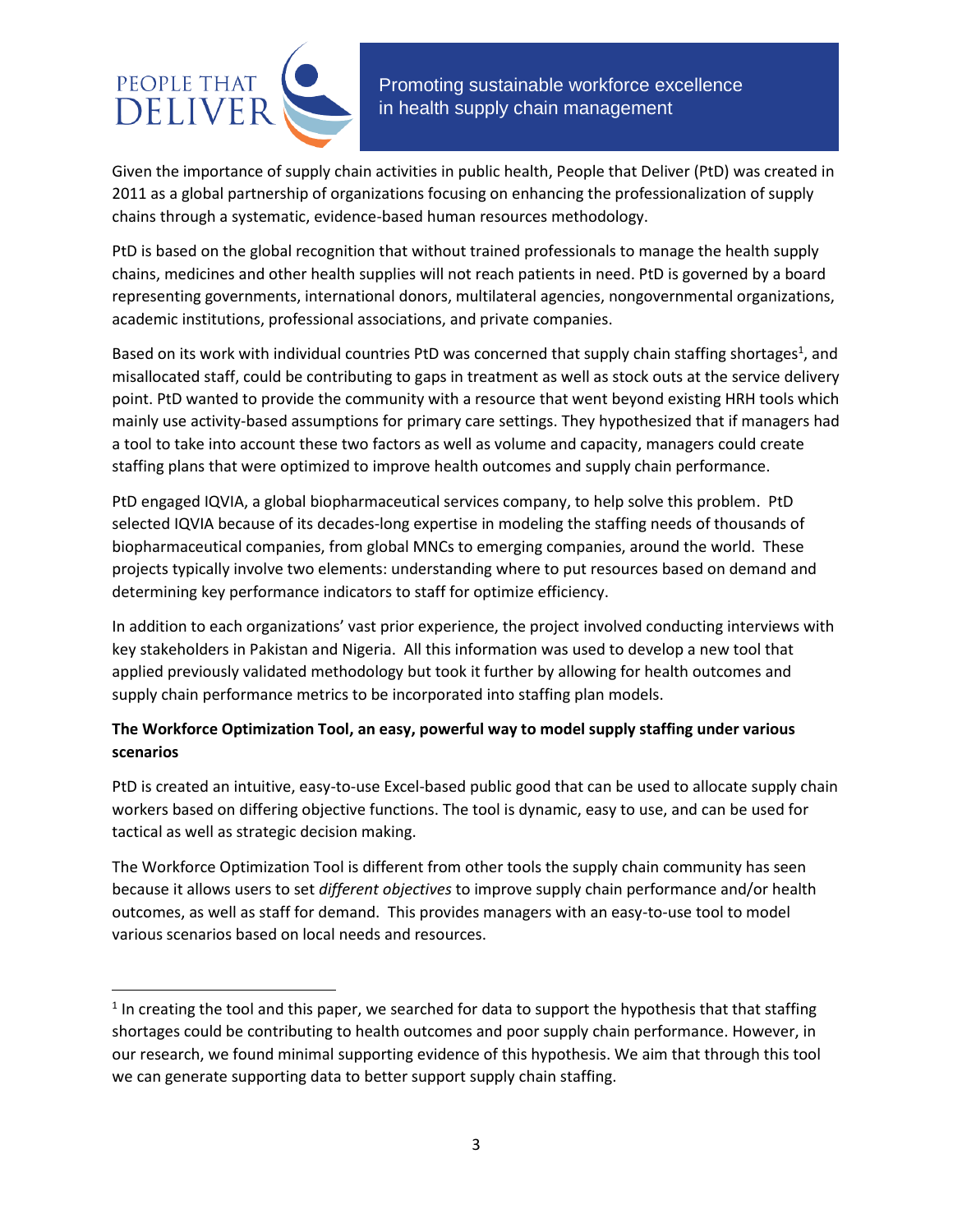Given the importance of supply chain activities in public health, People that Deliver (PtD) was created in 2011 as a global partnership of organizations focusing on enhancing the professionalization of supply chains through a systematic, evidence-based human resources methodology.

PtD is based on the global recognition that without trained professionals to manage the health supply chains, medicines and other health supplies will not reach patients in need. PtD is governed by a board representing governments, international donors, multilateral agencies, nongovernmental organizations, academic institutions, professional associations, and private companies.

Based on its work with individual countries PtD was concerned that supply chain staffing shortages[1], and misallocated staff, could be contributing to gaps in treatment as well as stock outs at the service delivery point. PtD wanted to provide the community with a resource that went beyond existing HRH tools which mainly use activity-based assumptions for primary care settings. They hypothesized that if managers had a tool to take into account these two factors as well as volume and capacity, managers could create staffing plans that were optimized to improve health outcomes and supply chain performance.

PtD engaged IQVIA, a global biopharmaceutical services company, to help solve this problem. PtD selected IQVIA because of its decades-long expertise in modeling the staffing needs of thousands of biopharmaceutical companies, from global MNCs to emerging companies, around the world. These projects typically involve two elements: understanding where to put resources based on demand and determining key performance indicators to staff for optimize efficiency.

In addition to each organizations' vast prior experience, the project involved conducting interviews with key stakeholders in Pakistan and Nigeria. All this information was used to develop a new tool that applied previously validated methodology but took it further by allowing for health outcomes and supply chain performance metrics to be incorporated into staffing plan models.

**The Workforce Optimization Tool, an easy, powerful way to model supply staffing under various scenarios**

PtD is created an intuitive, easy-to-use Excel-based public good that can be used to allocate supply chain workers based on differing objective functions. The tool is dynamic, easy to use, and can be used for tactical as well as strategic decision making.

The Workforce Optimization Tool is different from other tools the supply chain community has seen because it allows users to set *different objectives* to improve supply chain performance and/or health outcomes, as well as staff for demand. This provides managers with an easy-to-use tool to model various scenarios based on local needs and resources.

---

[1] In creating the tool and this paper, we searched for data to support the hypothesis that that staffing shortages could be contributing to health outcomes and poor supply chain performance. However, in our research, we found minimal supporting evidence of this hypothesis. We aim that through this tool we can generate supporting data to better support supply chain staffing.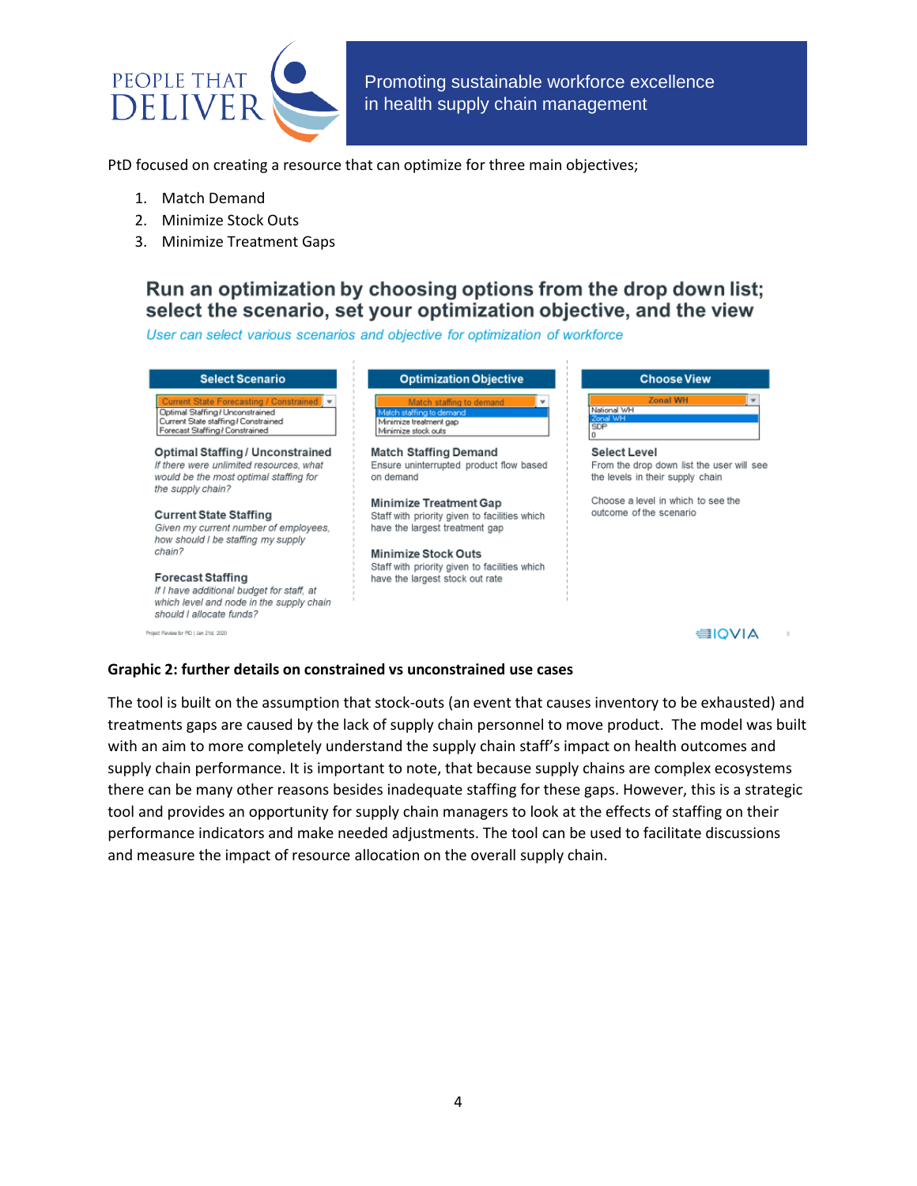PtD focused on creating a resource that can optimize for three main objectives;

1. Match Demand
2. Minimize Stock Outs
3. Minimize Treatment Gaps

## Run an optimization by choosing options from the drop down list; select the scenario, set your optimization objective, and the view

*User can select various scenarios and objective for optimization of workforce*

**Select Scenario**

- Current State Forecasting / Constrained
- Optimal Staffing / Unconstrained
- Current State staffing / Constrained
- Forecast Staffing / Constrained

**Optimal Staffing / Unconstrained**
*If there were unlimited resources, what would be the most optimal staffing for the supply chain?*

**Current State Staffing**
*Given my current number of employees, how should I be staffing my supply chain?*

**Forecast Staffing**
*If I have additional budget for staff, at which level and node in the supply chain should I allocate funds?*

**Optimization Objective**

- Match staffing to demand
- Match staffing to demand
- Minimize treatment gap
- Minimize stock outs

**Match Staffing Demand**
Ensure uninterrupted product flow based on demand

**Minimize Treatment Gap**
Staff with priority given to facilities which have the largest treatment gap

**Minimize Stock Outs**
Staff with priority given to facilities which have the largest stock out rate

**Choose View**

- Zonal WH
- National WH
- Zonal WH
- SDP
- 0

**Select Level**
From the drop down list the user will see the levels in their supply chain

Choose a level in which to see the outcome of the scenario

Project Review for PtD | Jan 21st, 2020

IQVIA

**Graphic 2: further details on constrained vs unconstrained use cases**

The tool is built on the assumption that stock-outs (an event that causes inventory to be exhausted) and treatments gaps are caused by the lack of supply chain personnel to move product. The model was built with an aim to more completely understand the supply chain staff's impact on health outcomes and supply chain performance. It is important to note, that because supply chains are complex ecosystems there can be many other reasons besides inadequate staffing for these gaps. However, this is a strategic tool and provides an opportunity for supply chain managers to look at the effects of staffing on their performance indicators and make needed adjustments. The tool can be used to facilitate discussions and measure the impact of resource allocation on the overall supply chain.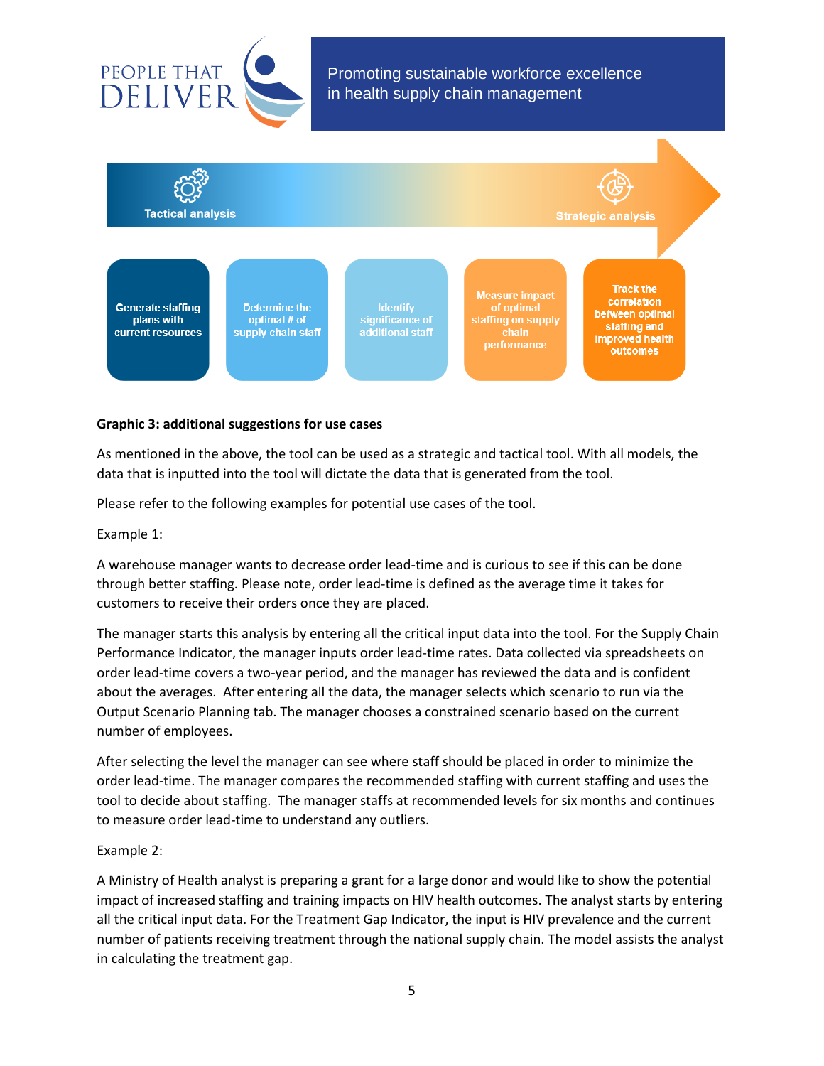Tactical analysis → Strategic analysis

- Generate staffing plans with current resources
- Determine the optimal # of supply chain staff
- Identify significance of additional staff
- Measure impact of optimal staffing on supply chain performance
- Track the correlation between optimal staffing and improved health outcomes

**Graphic 3: additional suggestions for use cases**

As mentioned in the above, the tool can be used as a strategic and tactical tool. With all models, the data that is inputted into the tool will dictate the data that is generated from the tool.

Please refer to the following examples for potential use cases of the tool.

Example 1:

A warehouse manager wants to decrease order lead-time and is curious to see if this can be done through better staffing. Please note, order lead-time is defined as the average time it takes for customers to receive their orders once they are placed.

The manager starts this analysis by entering all the critical input data into the tool. For the Supply Chain Performance Indicator, the manager inputs order lead-time rates. Data collected via spreadsheets on order lead-time covers a two-year period, and the manager has reviewed the data and is confident about the averages. After entering all the data, the manager selects which scenario to run via the Output Scenario Planning tab. The manager chooses a constrained scenario based on the current number of employees.

After selecting the level the manager can see where staff should be placed in order to minimize the order lead-time. The manager compares the recommended staffing with current staffing and uses the tool to decide about staffing. The manager staffs at recommended levels for six months and continues to measure order lead-time to understand any outliers.

Example 2:

A Ministry of Health analyst is preparing a grant for a large donor and would like to show the potential impact of increased staffing and training impacts on HIV health outcomes. The analyst starts by entering all the critical input data. For the Treatment Gap Indicator, the input is HIV prevalence and the current number of patients receiving treatment through the national supply chain. The model assists the analyst in calculating the treatment gap.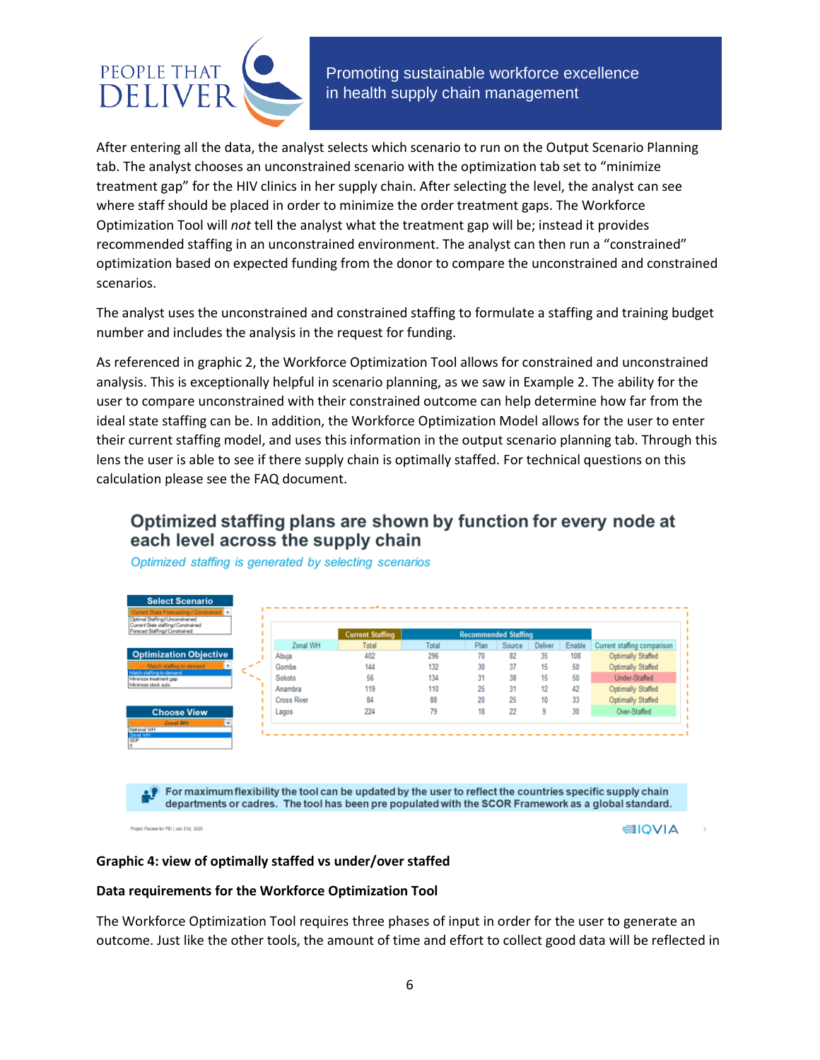After entering all the data, the analyst selects which scenario to run on the Output Scenario Planning tab. The analyst chooses an unconstrained scenario with the optimization tab set to "minimize treatment gap" for the HIV clinics in her supply chain. After selecting the level, the analyst can see where staff should be placed in order to minimize the order treatment gaps. The Workforce Optimization Tool will *not* tell the analyst what the treatment gap will be; instead it provides recommended staffing in an unconstrained environment. The analyst can then run a "constrained" optimization based on expected funding from the donor to compare the unconstrained and constrained scenarios.

The analyst uses the unconstrained and constrained staffing to formulate a staffing and training budget number and includes the analysis in the request for funding.

As referenced in graphic 2, the Workforce Optimization Tool allows for constrained and unconstrained analysis. This is exceptionally helpful in scenario planning, as we saw in Example 2. The ability for the user to compare unconstrained with their constrained outcome can help determine how far from the ideal state staffing can be. In addition, the Workforce Optimization Model allows for the user to enter their current staffing model, and uses this information in the output scenario planning tab. Through this lens the user is able to see if there supply chain is optimally staffed. For technical questions on this calculation please see the FAQ document.

## Optimized staffing plans are shown by function for every node at each level across the supply chain

*Optimized staffing is generated by selecting scenarios*

**Select Scenario**
- Current State Forecasting / Constrained
- Optimal Staffing / Unconstrained
- Current State staffing / Constrained
- Forecast Staffing / Constrained

**Optimization Objective**
- Match staffing to demand
- Match staffing to demand
- Minimize treatment gap
- Minimize stock outs

**Choose View**
- Zonal WH
- National WH
- Zonal WH
- SDP
- 0

| | Current Staffing | Recommended Staffing | | | | | |
|---|---|---|---|---|---|---|---|
| Zonal WH | Total | Total | Plan | Source | Deliver | Enable | Current staffing comparison |
| Abuja | 402 | 296 | 70 | 82 | 35 | 108 | Optimally Staffed |
| Gombe | 144 | 132 | 30 | 37 | 15 | 50 | Optimally Staffed |
| Sokoto | 56 | 134 | 31 | 38 | 15 | 50 | Under-Staffed |
| Anambra | 119 | 110 | 25 | 31 | 12 | 42 | Optimally Staffed |
| Cross River | 84 | 88 | 20 | 25 | 10 | 33 | Optimally Staffed |
| Lagos | 224 | 79 | 18 | 22 | 9 | 30 | Over-Staffed |

For maximum flexibility the tool can be updated by the user to reflect the countries specific supply chain departments or cadres. The tool has been pre populated with the SCOR Framework as a global standard.

Project Review for PtD | Jan 21st, 2020

IQVIA

**Graphic 4: view of optimally staffed vs under/over staffed**

**Data requirements for the Workforce Optimization Tool**

The Workforce Optimization Tool requires three phases of input in order for the user to generate an outcome. Just like the other tools, the amount of time and effort to collect good data will be reflected in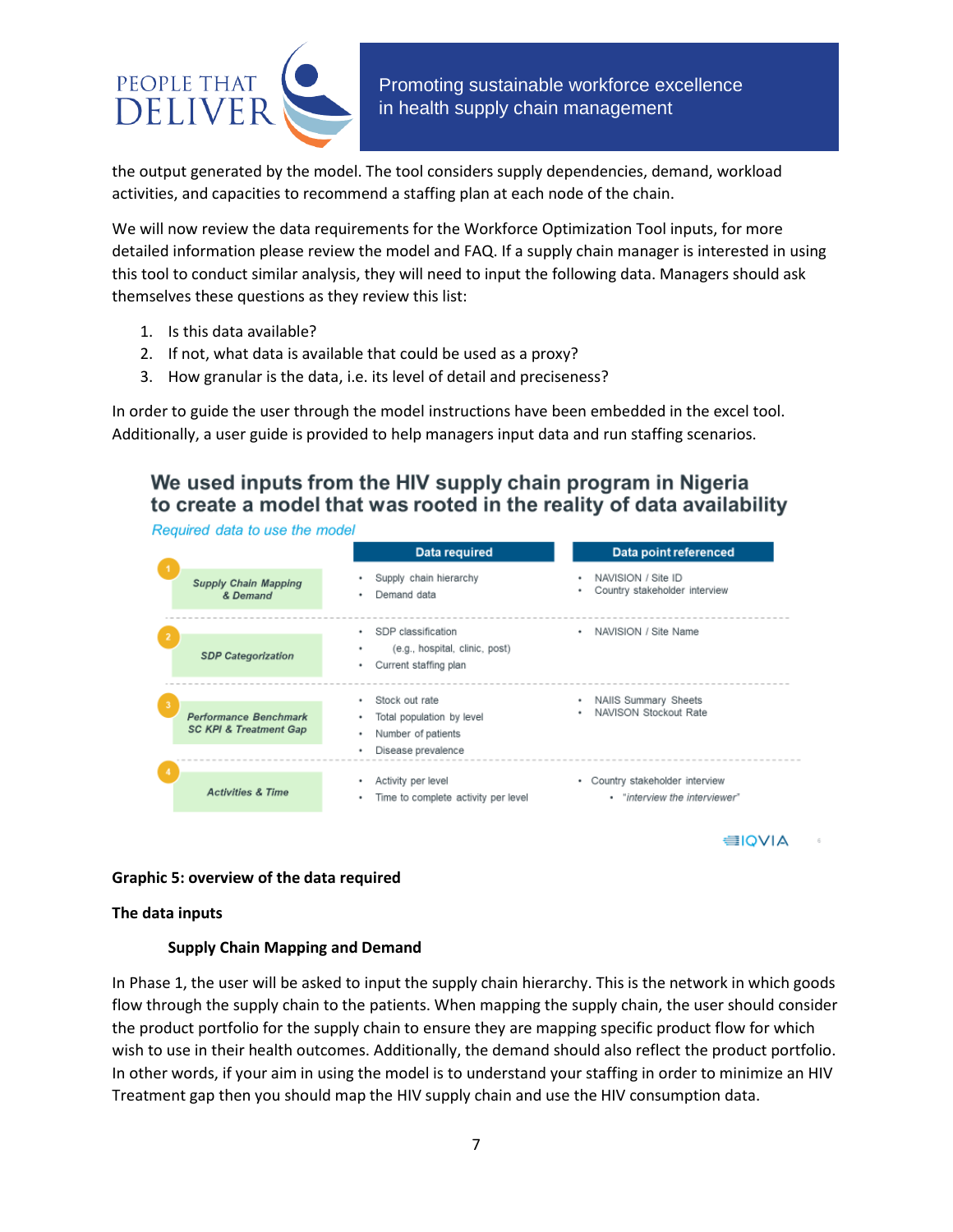the output generated by the model. The tool considers supply dependencies, demand, workload activities, and capacities to recommend a staffing plan at each node of the chain.

We will now review the data requirements for the Workforce Optimization Tool inputs, for more detailed information please review the model and FAQ. If a supply chain manager is interested in using this tool to conduct similar analysis, they will need to input the following data. Managers should ask themselves these questions as they review this list:

1. Is this data available?
2. If not, what data is available that could be used as a proxy?
3. How granular is the data, i.e. its level of detail and preciseness?

In order to guide the user through the model instructions have been embedded in the excel tool. Additionally, a user guide is provided to help managers input data and run staffing scenarios.

**We used inputs from the HIV supply chain program in Nigeria to create a model that was rooted in the reality of data availability**

*Required data to use the model*

| | Data required | Data point referenced |
|---|---|---|
| 1 Supply Chain Mapping & Demand | • Supply chain hierarchy<br>• Demand data | • NAVISION / Site ID<br>• Country stakeholder interview |
| 2 SDP Categorization | • SDP classification<br>• (e.g., hospital, clinic, post)<br>• Current staffing plan | • NAVISION / Site Name |
| 3 Performance Benchmark SC KPI & Treatment Gap | • Stock out rate<br>• Total population by level<br>• Number of patients<br>• Disease prevalence | • NAIIS Summary Sheets<br>• NAVISON Stockout Rate |
| 4 Activities & Time | • Activity per level<br>• Time to complete activity per level | • Country stakeholder interview<br>• "interview the interviewer" |

IQVIA

**Graphic 5: overview of the data required**

**The data inputs**

**Supply Chain Mapping and Demand**

In Phase 1, the user will be asked to input the supply chain hierarchy. This is the network in which goods flow through the supply chain to the patients. When mapping the supply chain, the user should consider the product portfolio for the supply chain to ensure they are mapping specific product flow for which wish to use in their health outcomes. Additionally, the demand should also reflect the product portfolio. In other words, if your aim in using the model is to understand your staffing in order to minimize an HIV Treatment gap then you should map the HIV supply chain and use the HIV consumption data.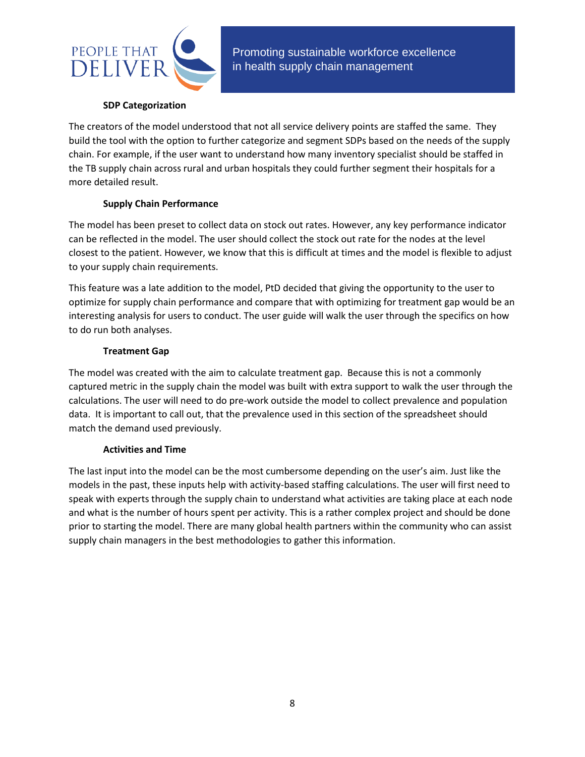### SDP Categorization

The creators of the model understood that not all service delivery points are staffed the same. They build the tool with the option to further categorize and segment SDPs based on the needs of the supply chain. For example, if the user want to understand how many inventory specialist should be staffed in the TB supply chain across rural and urban hospitals they could further segment their hospitals for a more detailed result.

### Supply Chain Performance

The model has been preset to collect data on stock out rates. However, any key performance indicator can be reflected in the model. The user should collect the stock out rate for the nodes at the level closest to the patient. However, we know that this is difficult at times and the model is flexible to adjust to your supply chain requirements.

This feature was a late addition to the model, PtD decided that giving the opportunity to the user to optimize for supply chain performance and compare that with optimizing for treatment gap would be an interesting analysis for users to conduct. The user guide will walk the user through the specifics on how to do run both analyses.

### Treatment Gap

The model was created with the aim to calculate treatment gap. Because this is not a commonly captured metric in the supply chain the model was built with extra support to walk the user through the calculations. The user will need to do pre-work outside the model to collect prevalence and population data. It is important to call out, that the prevalence used in this section of the spreadsheet should match the demand used previously.

### Activities and Time

The last input into the model can be the most cumbersome depending on the user's aim. Just like the models in the past, these inputs help with activity-based staffing calculations. The user will first need to speak with experts through the supply chain to understand what activities are taking place at each node and what is the number of hours spent per activity. This is a rather complex project and should be done prior to starting the model. There are many global health partners within the community who can assist supply chain managers in the best methodologies to gather this information.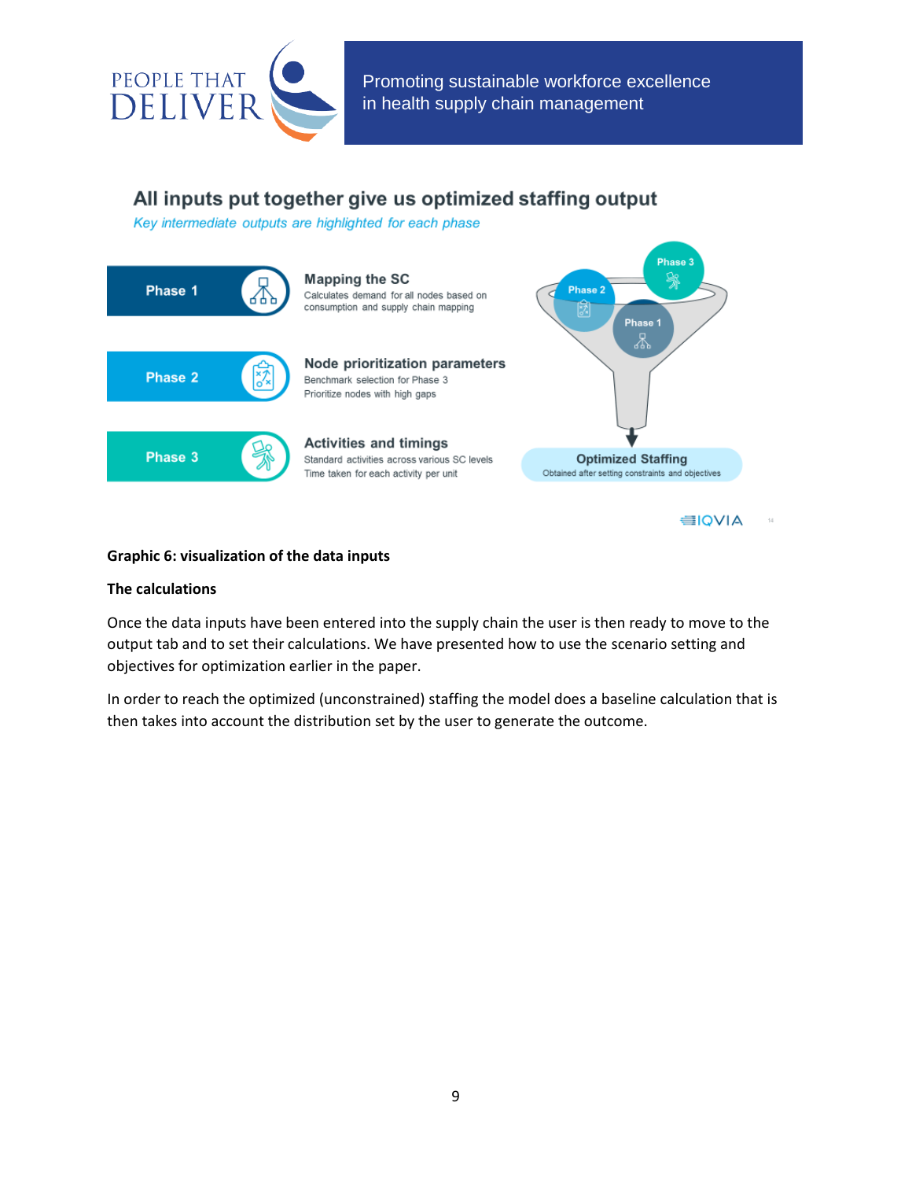## All inputs put together give us optimized staffing output

*Key intermediate outputs are highlighted for each phase*

**Phase 1** — **Mapping the SC**
Calculates demand for all nodes based on consumption and supply chain mapping

**Phase 2** — **Node prioritization parameters**
Benchmark selection for Phase 3
Prioritize nodes with high gaps

**Phase 3** — **Activities and timings**
Standard activities across various SC levels
Time taken for each activity per unit

Phase 3, Phase 2, Phase 1 → **Optimized Staffing**
Obtained after setting constraints and objectives

IQVIA

**Graphic 6: visualization of the data inputs**

**The calculations**

Once the data inputs have been entered into the supply chain the user is then ready to move to the output tab and to set their calculations. We have presented how to use the scenario setting and objectives for optimization earlier in the paper.

In order to reach the optimized (unconstrained) staffing the model does a baseline calculation that is then takes into account the distribution set by the user to generate the outcome.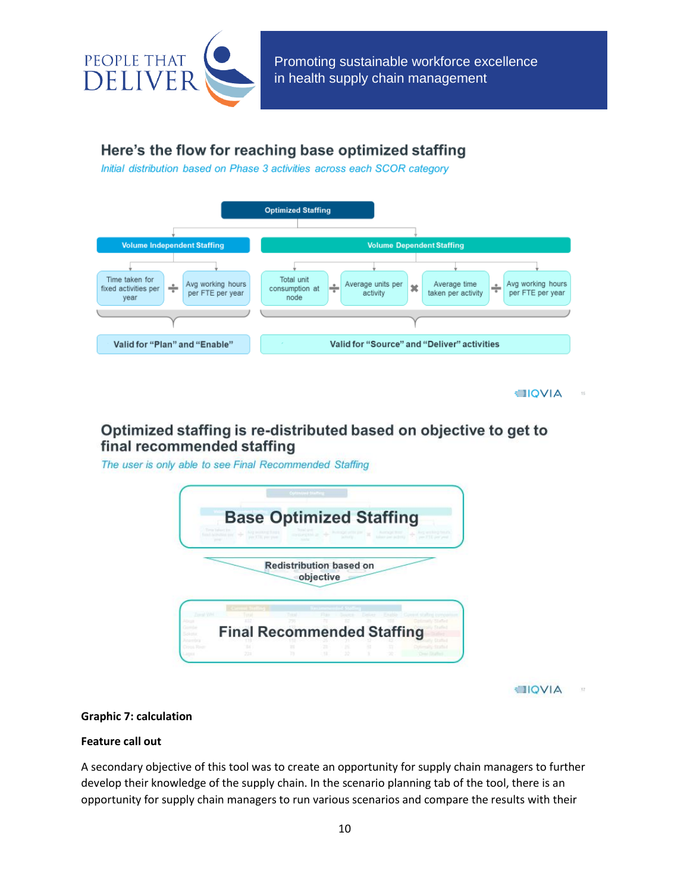## Here's the flow for reaching base optimized staffing

*Initial distribution based on Phase 3 activities across each SCOR category*

**Optimized Staffing**

- **Volume Independent Staffing**: Time taken for fixed activities per year ÷ Avg working hours per FTE per year — Valid for "Plan" and "Enable"
- **Volume Dependent Staffing**: Total unit consumption at node ÷ Average units per activity × Average time taken per activity ÷ Avg working hours per FTE per year — Valid for "Source" and "Deliver" activities

IQVIA

## Optimized staffing is re-distributed based on objective to get to final recommended staffing

*The user is only able to see Final Recommended Staffing*

Base Optimized Staffing

Redistribution based on objective

Final Recommended Staffing

IQVIA

**Graphic 7: calculation**

**Feature call out**

A secondary objective of this tool was to create an opportunity for supply chain managers to further develop their knowledge of the supply chain. In the scenario planning tab of the tool, there is an opportunity for supply chain managers to run various scenarios and compare the results with their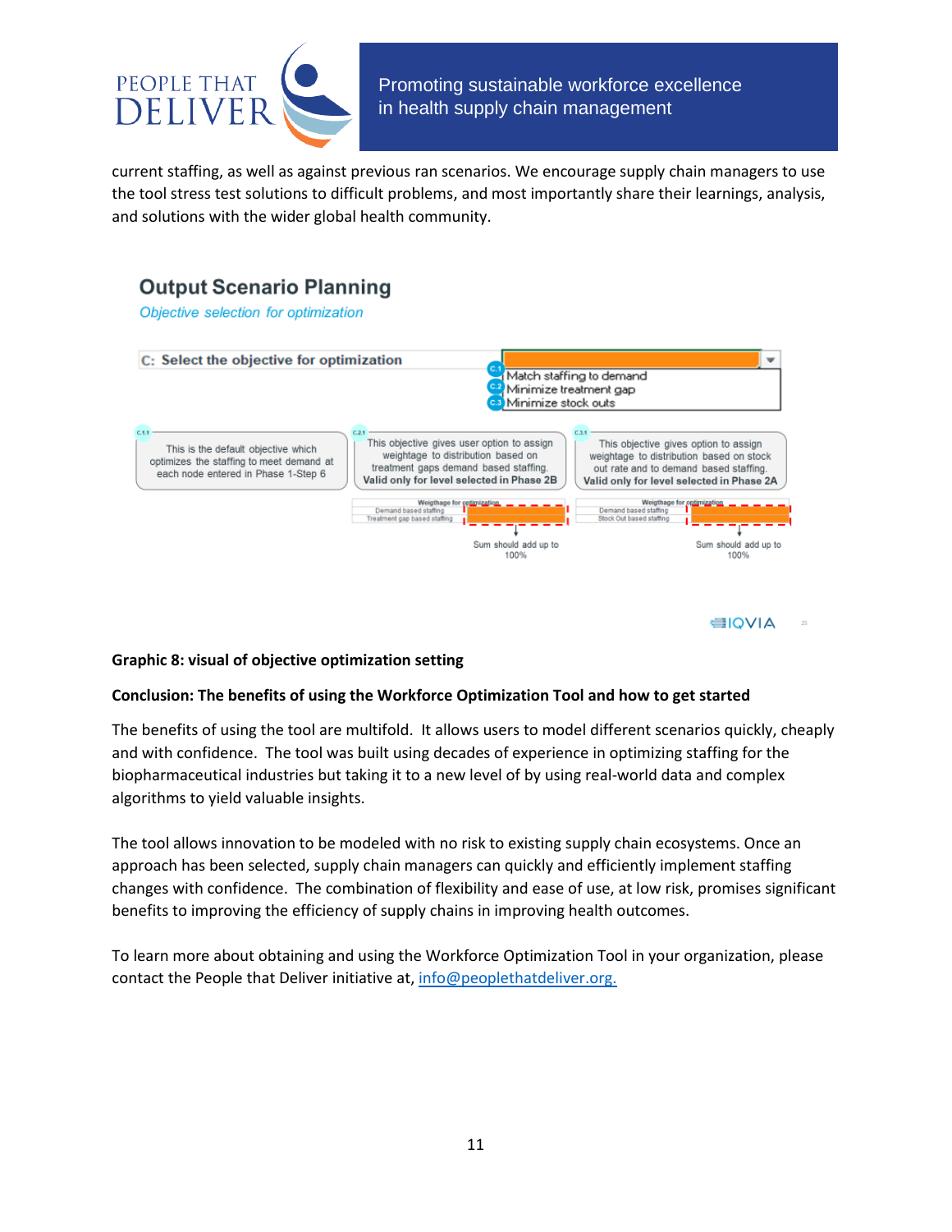current staffing, as well as against previous ran scenarios. We encourage supply chain managers to use the tool stress test solutions to difficult problems, and most importantly share their learnings, analysis, and solutions with the wider global health community.

**Output Scenario Planning**

*Objective selection for optimization*

C: Select the objective for optimization

- C.1 Match staffing to demand
- C.2 Minimize treatment gap
- C.3 Minimize stock outs

C.1.1 This is the default objective which optimizes the staffing to meet demand at each node entered in Phase 1-Step 6

C.2.1 This objective gives user option to assign weightage to distribution based on treatment gaps demand based staffing. **Valid only for level selected in Phase 2B**

Weigthage for optimization: Demand based staffing; Treatment gap based staffing

Sum should add up to 100%

C.3.1 This objective gives option to assign weightage to distribution based on stock out rate and to demand based staffing. **Valid only for level selected in Phase 2A**

Weigthage for optimization: Demand based staffing; Stock Out based staffing

Sum should add up to 100%

IQVIA

**Graphic 8: visual of objective optimization setting**

**Conclusion: The benefits of using the Workforce Optimization Tool and how to get started**

The benefits of using the tool are multifold. It allows users to model different scenarios quickly, cheaply and with confidence. The tool was built using decades of experience in optimizing staffing for the biopharmaceutical industries but taking it to a new level of by using real-world data and complex algorithms to yield valuable insights.

The tool allows innovation to be modeled with no risk to existing supply chain ecosystems. Once an approach has been selected, supply chain managers can quickly and efficiently implement staffing changes with confidence. The combination of flexibility and ease of use, at low risk, promises significant benefits to improving the efficiency of supply chains in improving health outcomes.

To learn more about obtaining and using the Workforce Optimization Tool in your organization, please contact the People that Deliver initiative at, info@peoplethatdeliver.org.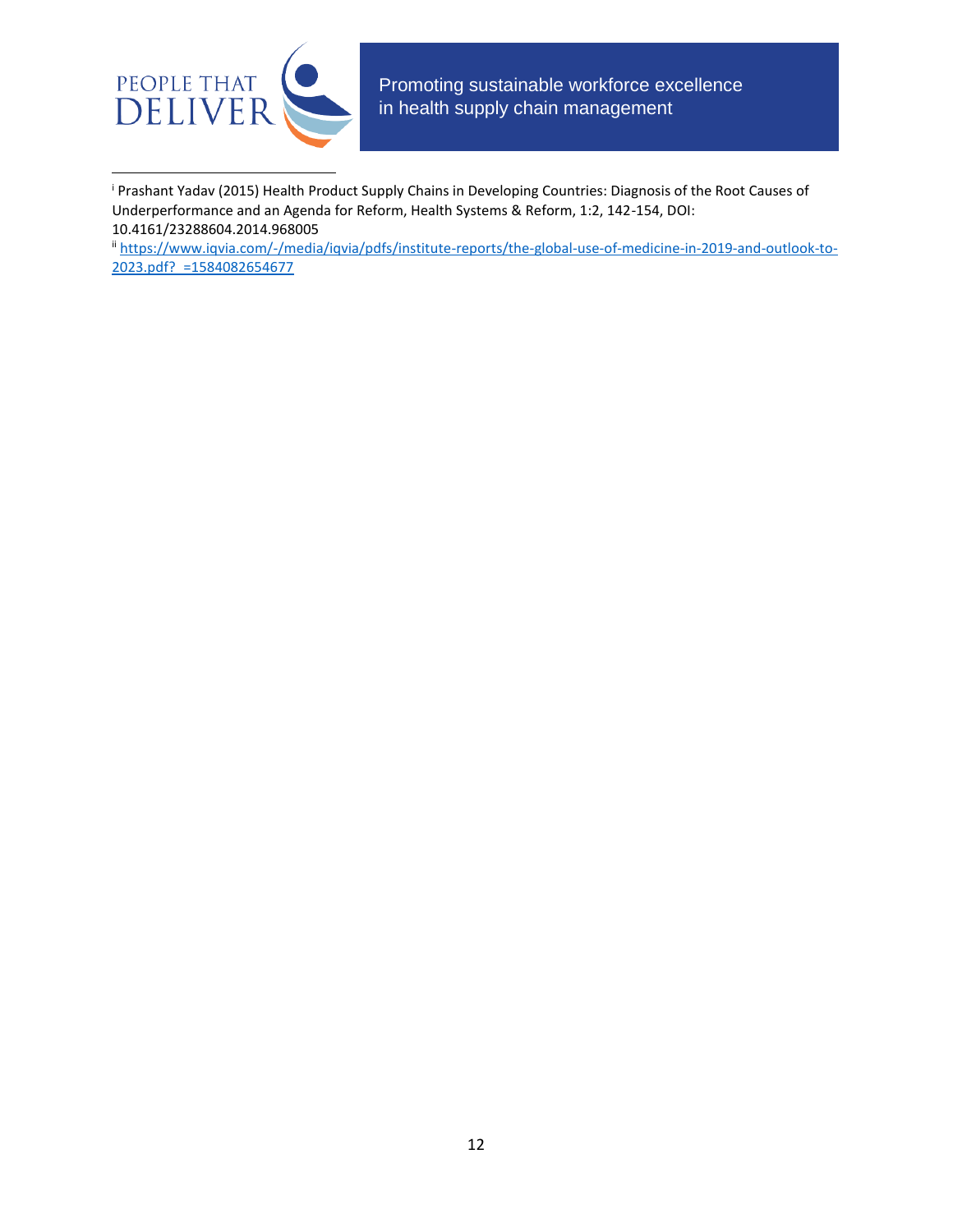[i] Prashant Yadav (2015) Health Product Supply Chains in Developing Countries: Diagnosis of the Root Causes of Underperformance and an Agenda for Reform, Health Systems & Reform, 1:2, 142-154, DOI: 10.4161/23288604.2014.968005

[ii] https://www.iqvia.com/-/media/iqvia/pdfs/institute-reports/the-global-use-of-medicine-in-2019-and-outlook-to-2023.pdf?_=1584082654677